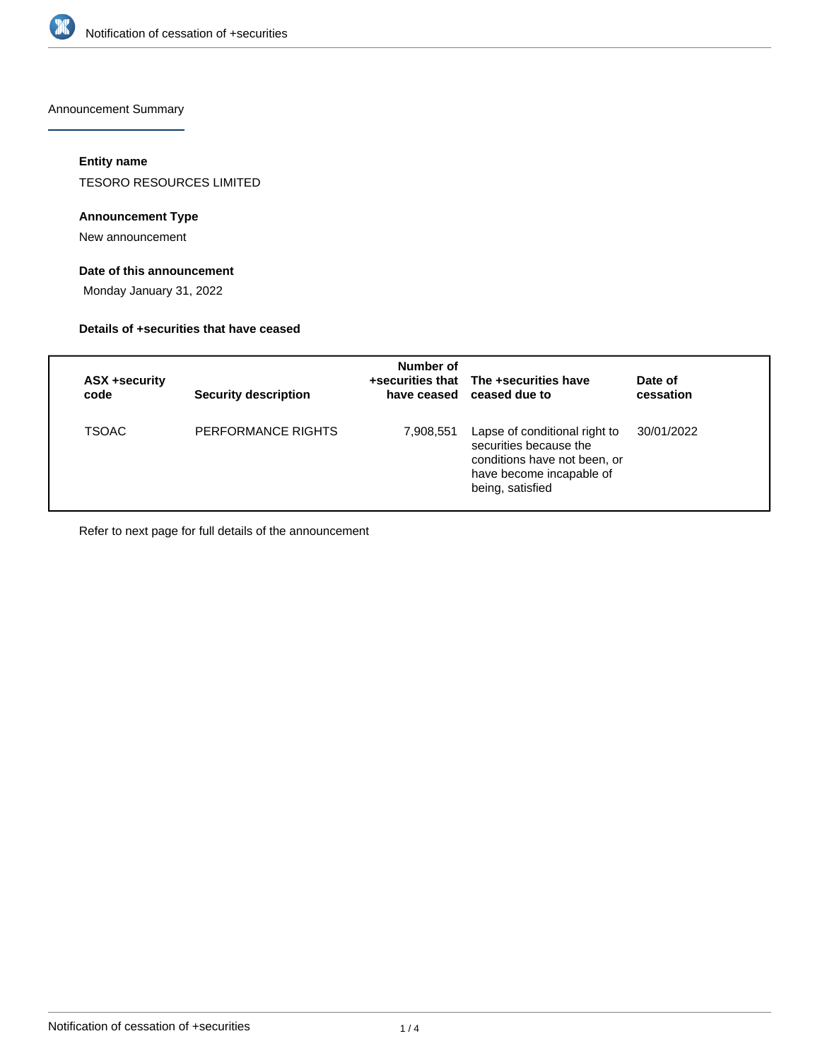## Announcement Summary

### Entity name

TESORO RESOURCES LIMITED

### Announcement Type

New announcement

### Date of this announcement

Monday January 31, 2022

### Details of +securities that have ceased

| ASX +security code | Security description | Number of +securities that have ceased | The +securities have ceased due to | Date of cessation |
|---|---|---|---|---|
| TSOAC | PERFORMANCE RIGHTS | 7,908,551 | Lapse of conditional right to securities because the conditions have not been, or have become incapable of being, satisfied | 30/01/2022 |

Refer to next page for full details of the announcement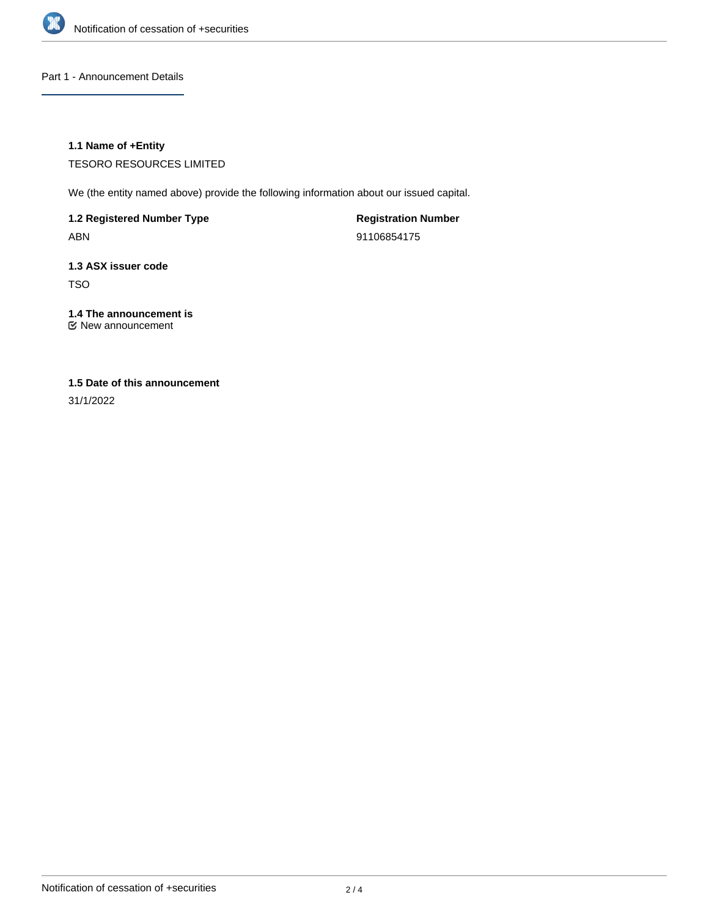## Part 1 - Announcement Details

**1.1 Name of +Entity**

TESORO RESOURCES LIMITED

We (the entity named above) provide the following information about our issued capital.

**1.2 Registered Number Type**

ABN

**Registration Number**

91106854175

**1.3 ASX issuer code**

TSO

**1.4 The announcement is**

New announcement

**1.5 Date of this announcement**

31/1/2022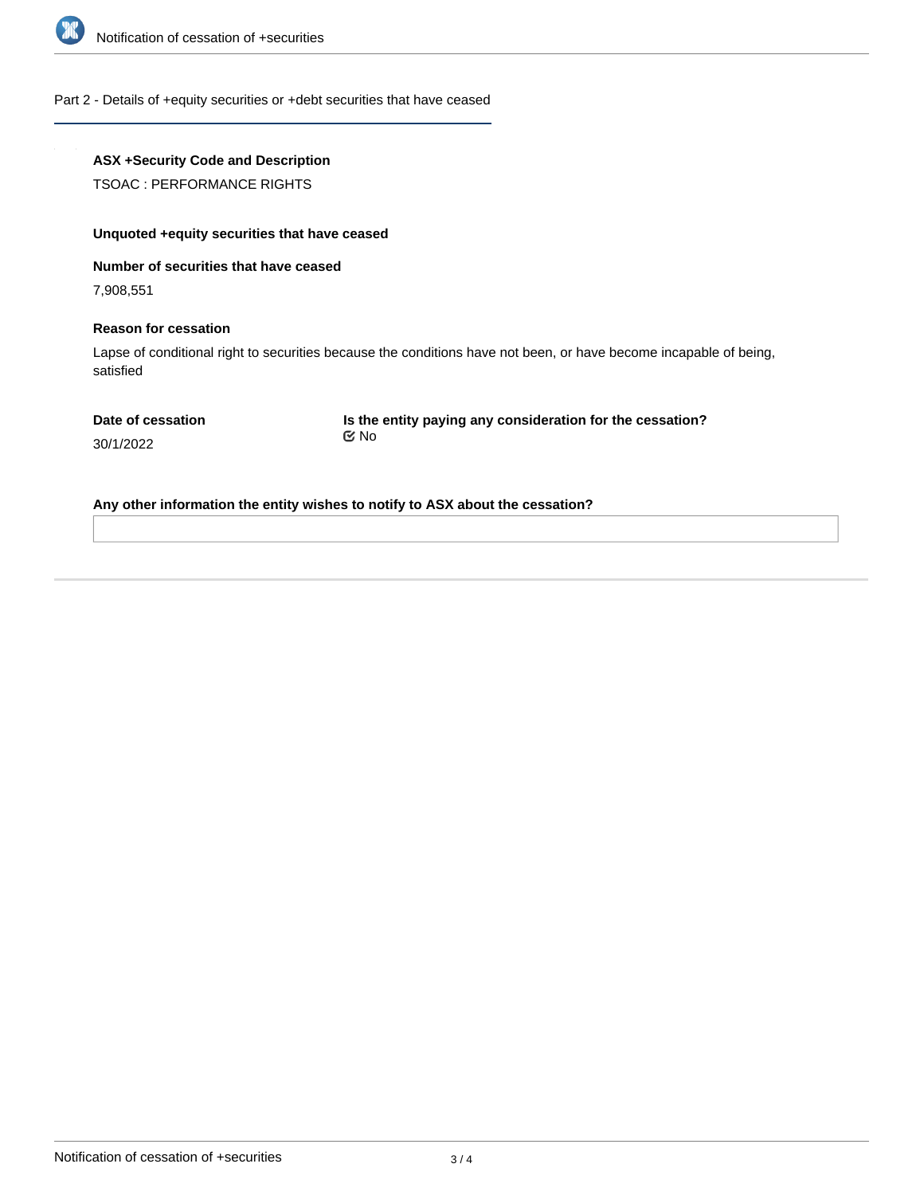## Part 2 - Details of +equity securities or +debt securities that have ceased

**ASX +Security Code and Description**

TSOAC : PERFORMANCE RIGHTS

**Unquoted +equity securities that have ceased**

**Number of securities that have ceased**

7,908,551

**Reason for cessation**

Lapse of conditional right to securities because the conditions have not been, or have become incapable of being, satisfied

**Date of cessation**

30/1/2022

**Is the entity paying any consideration for the cessation?**

☑ No

**Any other information the entity wishes to notify to ASX about the cessation?**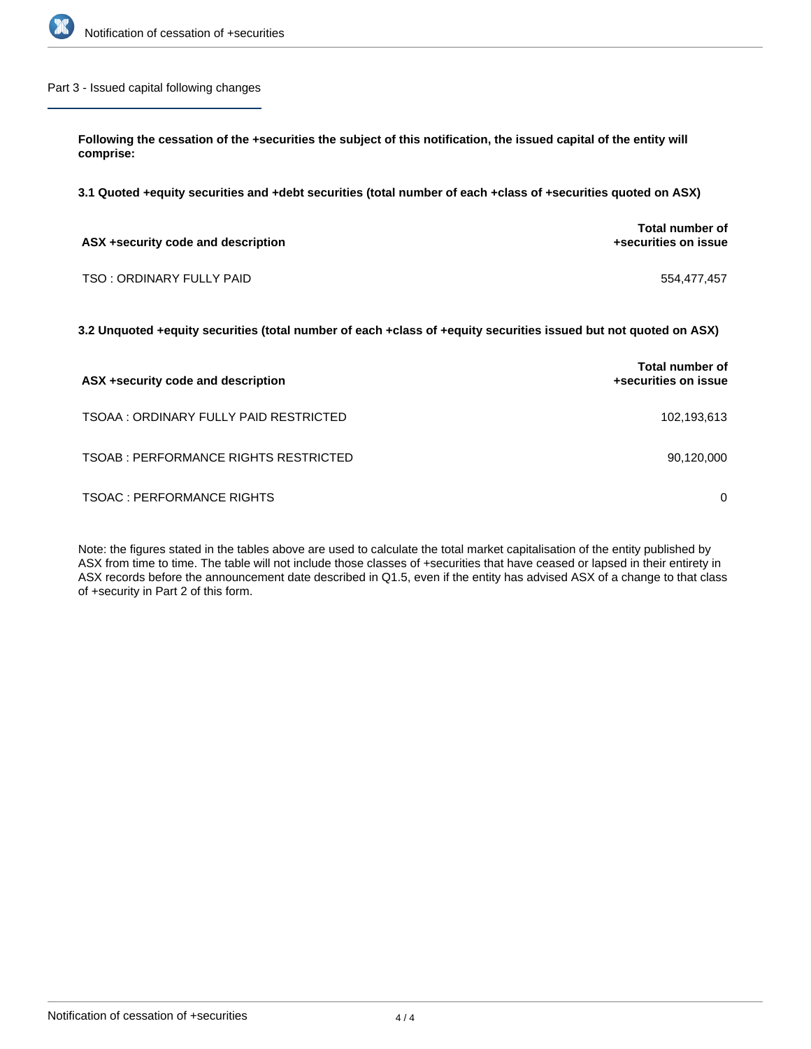## Part 3 - Issued capital following changes

**Following the cessation of the +securities the subject of this notification, the issued capital of the entity will comprise:**

**3.1 Quoted +equity securities and +debt securities (total number of each +class of +securities quoted on ASX)**

| ASX +security code and description | Total number of +securities on issue |
| --- | --- |
| TSO : ORDINARY FULLY PAID | 554,477,457 |

**3.2 Unquoted +equity securities (total number of each +class of +equity securities issued but not quoted on ASX)**

| ASX +security code and description | Total number of +securities on issue |
| --- | --- |
| TSOAA : ORDINARY FULLY PAID RESTRICTED | 102,193,613 |
| TSOAB : PERFORMANCE RIGHTS RESTRICTED | 90,120,000 |
| TSOAC : PERFORMANCE RIGHTS | 0 |

Note: the figures stated in the tables above are used to calculate the total market capitalisation of the entity published by ASX from time to time. The table will not include those classes of +securities that have ceased or lapsed in their entirety in ASX records before the announcement date described in Q1.5, even if the entity has advised ASX of a change to that class of +security in Part 2 of this form.